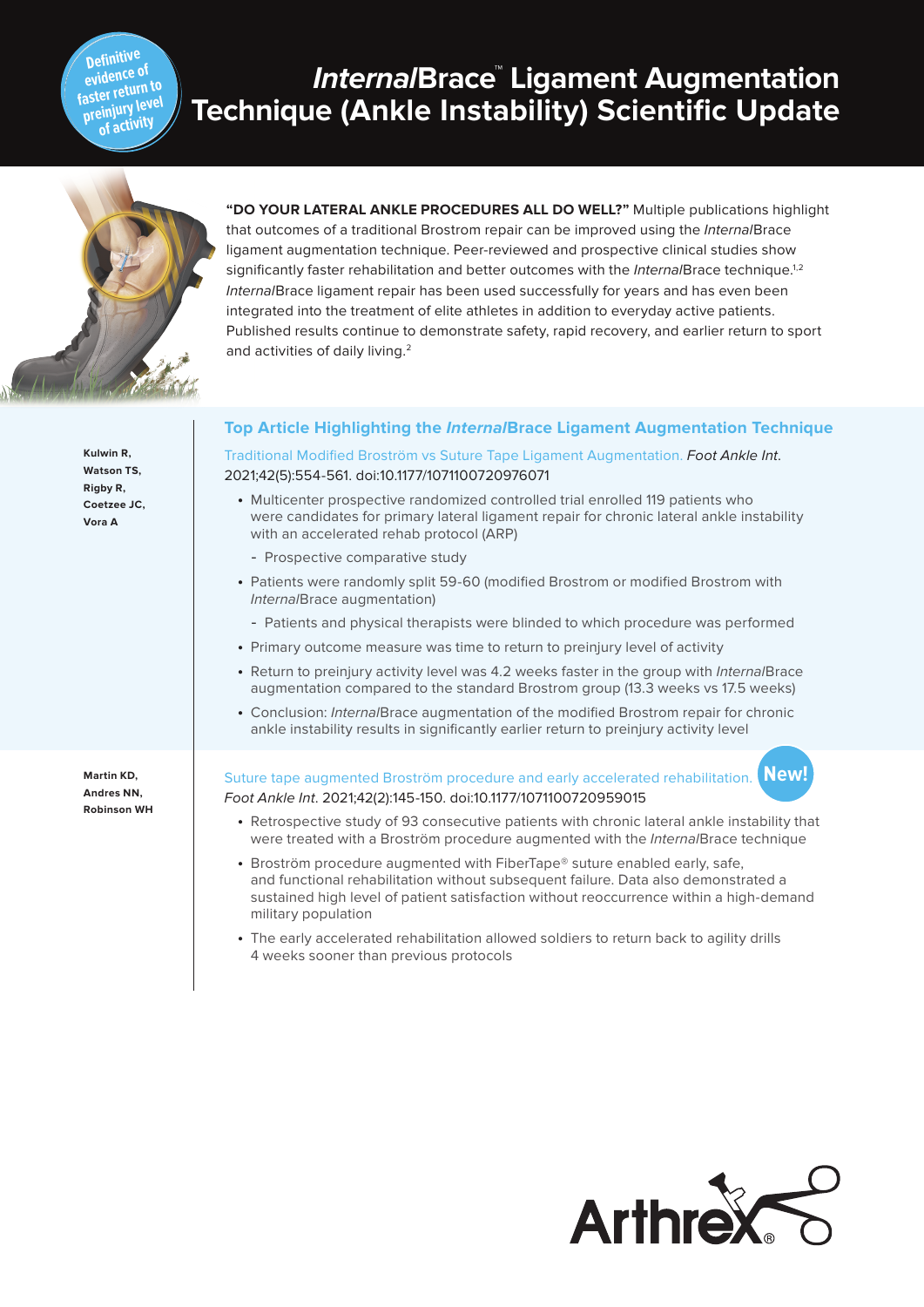Definitive evidence of faster return to preinjury level of activity

# *Internal*Brace™ Ligament Augmentation Technique (Ankle Instability) Scientific Update

**"DO YOUR LATERAL ANKLE PROCEDURES ALL DO WELL?"** Multiple publications highlight that outcomes of a traditional Brostrom repair can be improved using the *Internal*Brace ligament augmentation technique. Peer-reviewed and prospective clinical studies show significantly faster rehabilitation and better outcomes with the *Internal*Brace technique.[1,2] *Internal*Brace ligament repair has been used successfully for years and has even been integrated into the treatment of elite athletes in addition to everyday active patients. Published results continue to demonstrate safety, rapid recovery, and earlier return to sport and activities of daily living.[2]

## Top Article Highlighting the *Internal*Brace Ligament Augmentation Technique

**Kulwin R, Watson TS, Rigby R, Coetzee JC, Vora A**

Traditional Modified Broström vs Suture Tape Ligament Augmentation. *Foot Ankle Int.* 2021;42(5):554-561. doi:10.1177/1071100720976071

- Multicenter prospective randomized controlled trial enrolled 119 patients who were candidates for primary lateral ligament repair for chronic lateral ankle instability with an accelerated rehab protocol (ARP)
  - Prospective comparative study
- Patients were randomly split 59-60 (modified Brostrom or modified Brostrom with *Internal*Brace augmentation)
  - Patients and physical therapists were blinded to which procedure was performed
- Primary outcome measure was time to return to preinjury level of activity
- Return to preinjury activity level was 4.2 weeks faster in the group with *Internal*Brace augmentation compared to the standard Brostrom group (13.3 weeks vs 17.5 weeks)
- Conclusion: *Internal*Brace augmentation of the modified Brostrom repair for chronic ankle instability results in significantly earlier return to preinjury activity level

**Martin KD, Andres NN, Robinson WH**

Suture tape augmented Broström procedure and early accelerated rehabilitation. **New!** *Foot Ankle Int.* 2021;42(2):145-150. doi:10.1177/1071100720959015

- Retrospective study of 93 consecutive patients with chronic lateral ankle instability that were treated with a Broström procedure augmented with the *Internal*Brace technique
- Broström procedure augmented with FiberTape® suture enabled early, safe, and functional rehabilitation without subsequent failure. Data also demonstrated a sustained high level of patient satisfaction without reoccurrence within a high-demand military population
- The early accelerated rehabilitation allowed soldiers to return back to agility drills 4 weeks sooner than previous protocols

Arthrex®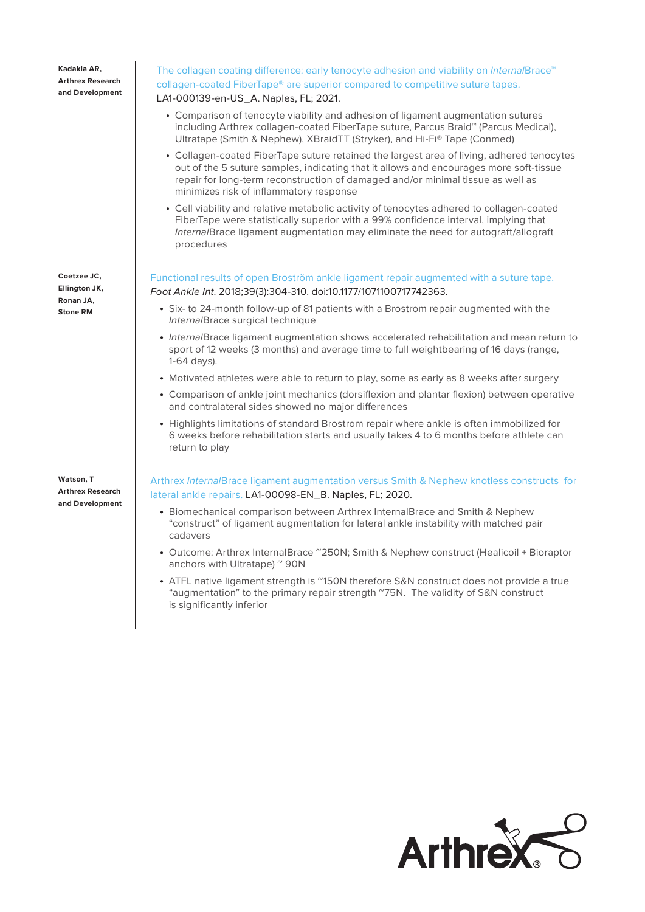**Kadakia AR, Arthrex Research and Development**

The collagen coating difference: early tenocyte adhesion and viability on *Internal*Brace™ collagen-coated FiberTape® are superior compared to competitive suture tapes. LA1-000139-en-US_A. Naples, FL; 2021.

- Comparison of tenocyte viability and adhesion of ligament augmentation sutures including Arthrex collagen-coated FiberTape suture, Parcus Braid™ (Parcus Medical), Ultratape (Smith & Nephew), XBraidTT (Stryker), and Hi-Fi® Tape (Conmed)
- Collagen-coated FiberTape suture retained the largest area of living, adhered tenocytes out of the 5 suture samples, indicating that it allows and encourages more soft-tissue repair for long-term reconstruction of damaged and/or minimal tissue as well as minimizes risk of inflammatory response
- Cell viability and relative metabolic activity of tenocytes adhered to collagen-coated FiberTape were statistically superior with a 99% confidence interval, implying that *Internal*Brace ligament augmentation may eliminate the need for autograft/allograft procedures

**Coetzee JC, Ellington JK, Ronan JA, Stone RM**

Functional results of open Broström ankle ligament repair augmented with a suture tape. *Foot Ankle Int.* 2018;39(3):304-310. doi:10.1177/1071100717742363.

- Six- to 24-month follow-up of 81 patients with a Brostrom repair augmented with the *Internal*Brace surgical technique
- *Internal*Brace ligament augmentation shows accelerated rehabilitation and mean return to sport of 12 weeks (3 months) and average time to full weightbearing of 16 days (range, 1-64 days).
- Motivated athletes were able to return to play, some as early as 8 weeks after surgery
- Comparison of ankle joint mechanics (dorsiflexion and plantar flexion) between operative and contralateral sides showed no major differences
- Highlights limitations of standard Brostrom repair where ankle is often immobilized for 6 weeks before rehabilitation starts and usually takes 4 to 6 months before athlete can return to play

**Watson, T Arthrex Research and Development**

Arthrex *Internal*Brace ligament augmentation versus Smith & Nephew knotless constructs for lateral ankle repairs. LA1-00098-EN_B. Naples, FL; 2020.

- Biomechanical comparison between Arthrex InternalBrace and Smith & Nephew "construct" of ligament augmentation for lateral ankle instability with matched pair cadavers
- Outcome: Arthrex InternalBrace ~250N; Smith & Nephew construct (Healicoil + Bioraptor anchors with Ultratape) ~ 90N
- ATFL native ligament strength is ~150N therefore S&N construct does not provide a true "augmentation" to the primary repair strength ~75N. The validity of S&N construct is significantly inferior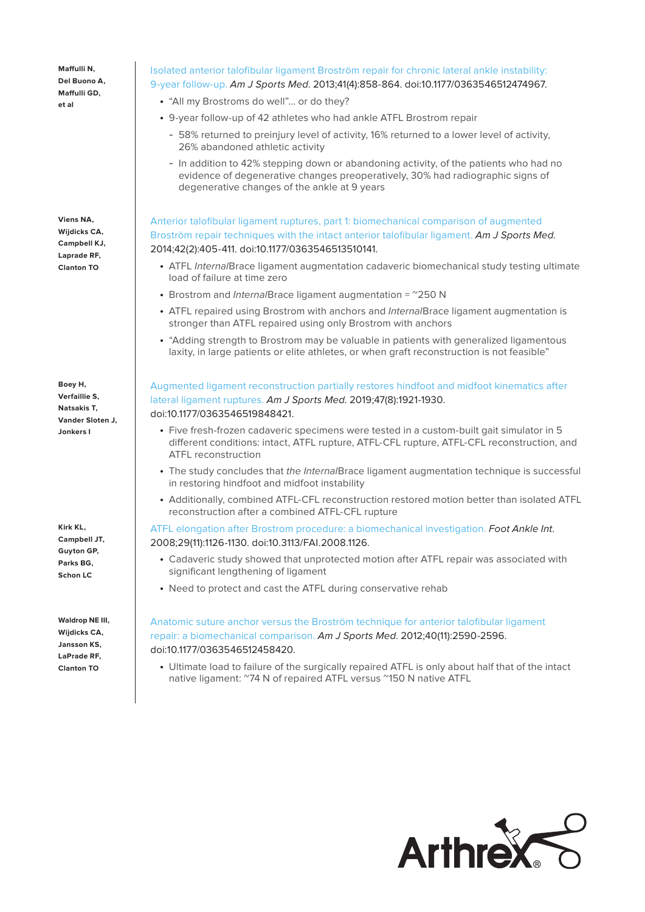**Maffulli N, Del Buono A, Maffulli GD, et al**

Isolated anterior talofibular ligament Broström repair for chronic lateral ankle instability: 9-year follow-up. *Am J Sports Med*. 2013;41(4):858-864. doi:10.1177/0363546512474967.

- "All my Brostroms do well"… or do they?
- 9-year follow-up of 42 athletes who had ankle ATFL Brostrom repair
  - 58% returned to preinjury level of activity, 16% returned to a lower level of activity, 26% abandoned athletic activity
  - In addition to 42% stepping down or abandoning activity, of the patients who had no evidence of degenerative changes preoperatively, 30% had radiographic signs of degenerative changes of the ankle at 9 years

**Viens NA, Wijdicks CA, Campbell KJ, Laprade RF, Clanton TO**

Anterior talofibular ligament ruptures, part 1: biomechanical comparison of augmented Broström repair techniques with the intact anterior talofibular ligament. *Am J Sports Med*. 2014;42(2):405-411. doi:10.1177/0363546513510141.

- ATFL *Internal*Brace ligament augmentation cadaveric biomechanical study testing ultimate load of failure at time zero
- Brostrom and *Internal*Brace ligament augmentation = ~250 N
- ATFL repaired using Brostrom with anchors and *Internal*Brace ligament augmentation is stronger than ATFL repaired using only Brostrom with anchors
- "Adding strength to Brostrom may be valuable in patients with generalized ligamentous laxity, in large patients or elite athletes, or when graft reconstruction is not feasible"

**Boey H, Verfaillie S, Natsakis T, Vander Sloten J, Jonkers I**

Augmented ligament reconstruction partially restores hindfoot and midfoot kinematics after lateral ligament ruptures. *Am J Sports Med*. 2019;47(8):1921-1930. doi:10.1177/0363546519848421.

- Five fresh-frozen cadaveric specimens were tested in a custom-built gait simulator in 5 different conditions: intact, ATFL rupture, ATFL-CFL rupture, ATFL-CFL reconstruction, and ATFL reconstruction
- The study concludes that *the Internal*Brace ligament augmentation technique is successful in restoring hindfoot and midfoot instability
- Additionally, combined ATFL-CFL reconstruction restored motion better than isolated ATFL reconstruction after a combined ATFL-CFL rupture

**Kirk KL, Campbell JT, Guyton GP, Parks BG, Schon LC**

ATFL elongation after Brostrom procedure: a biomechanical investigation. *Foot Ankle Int*. 2008;29(11):1126-1130. doi:10.3113/FAI.2008.1126.

- Cadaveric study showed that unprotected motion after ATFL repair was associated with significant lengthening of ligament
- Need to protect and cast the ATFL during conservative rehab

**Waldrop NE III, Wijdicks CA, Jansson KS, LaPrade RF, Clanton TO**

Anatomic suture anchor versus the Broström technique for anterior talofibular ligament repair: a biomechanical comparison. *Am J Sports Med*. 2012;40(11):2590-2596. doi:10.1177/0363546512458420.

- Ultimate load to failure of the surgically repaired ATFL is only about half that of the intact native ligament: ~74 N of repaired ATFL versus ~150 N native ATFL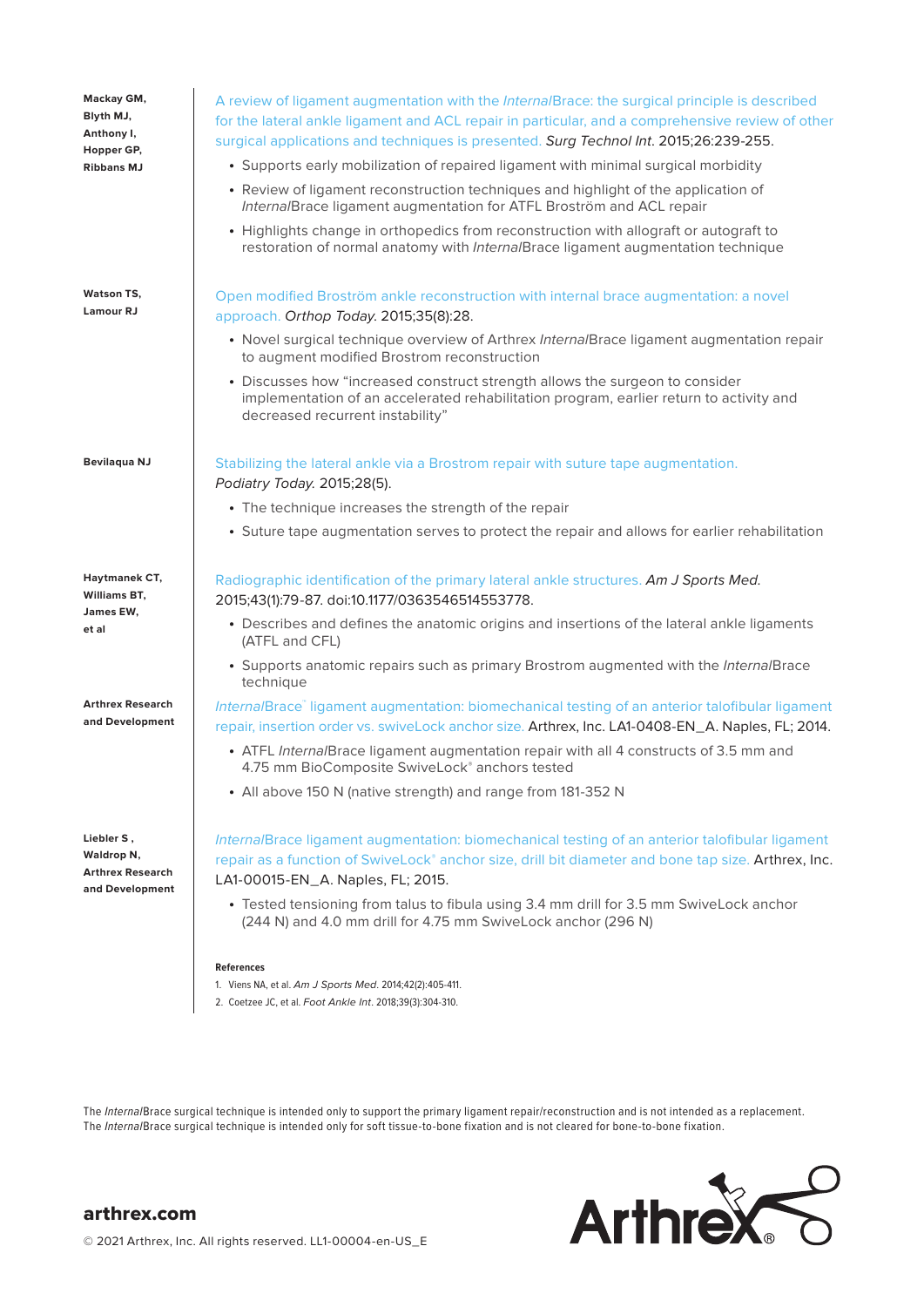**Mackay GM, Blyth MJ, Anthony I, Hopper GP, Ribbans MJ**

A review of ligament augmentation with the *Internal*Brace: the surgical principle is described for the lateral ankle ligament and ACL repair in particular, and a comprehensive review of other surgical applications and techniques is presented. *Surg Technol Int.* 2015;26:239-255.

- Supports early mobilization of repaired ligament with minimal surgical morbidity
- Review of ligament reconstruction techniques and highlight of the application of *Internal*Brace ligament augmentation for ATFL Broström and ACL repair
- Highlights change in orthopedics from reconstruction with allograft or autograft to restoration of normal anatomy with *Internal*Brace ligament augmentation technique

**Watson TS, Lamour RJ**

Open modified Broström ankle reconstruction with internal brace augmentation: a novel approach. *Orthop Today.* 2015;35(8):28.

- Novel surgical technique overview of Arthrex *Internal*Brace ligament augmentation repair to augment modified Brostrom reconstruction
- Discusses how "increased construct strength allows the surgeon to consider implementation of an accelerated rehabilitation program, earlier return to activity and decreased recurrent instability"

**Bevilaqua NJ**

Stabilizing the lateral ankle via a Brostrom repair with suture tape augmentation. *Podiatry Today.* 2015;28(5).

- The technique increases the strength of the repair
- Suture tape augmentation serves to protect the repair and allows for earlier rehabilitation

**Haytmanek CT, Williams BT, James EW, et al**

Radiographic identification of the primary lateral ankle structures. *Am J Sports Med.* 2015;43(1):79-87. doi:10.1177/0363546514553778.

- Describes and defines the anatomic origins and insertions of the lateral ankle ligaments (ATFL and CFL)
- Supports anatomic repairs such as primary Brostrom augmented with the *Internal*Brace technique

**Arthrex Research and Development**

*Internal*Brace® ligament augmentation: biomechanical testing of an anterior talofibular ligament repair, insertion order vs. swiveLock anchor size. Arthrex, Inc. LA1-0408-EN_A. Naples, FL; 2014.

- ATFL *Internal*Brace ligament augmentation repair with all 4 constructs of 3.5 mm and 4.75 mm BioComposite SwiveLock® anchors tested
- All above 150 N (native strength) and range from 181-352 N

**Liebler S , Waldrop N, Arthrex Research and Development**

*Internal*Brace ligament augmentation: biomechanical testing of an anterior talofibular ligament repair as a function of SwiveLock® anchor size, drill bit diameter and bone tap size. Arthrex, Inc. LA1-00015-EN_A. Naples, FL; 2015.

- Tested tensioning from talus to fibula using 3.4 mm drill for 3.5 mm SwiveLock anchor (244 N) and 4.0 mm drill for 4.75 mm SwiveLock anchor (296 N)

**References**

1. Viens NA, et al. *Am J Sports Med.* 2014;42(2):405-411.
2. Coetzee JC, et al. *Foot Ankle Int.* 2018;39(3):304-310.

The *Internal*Brace surgical technique is intended only to support the primary ligament repair/reconstruction and is not intended as a replacement.
The *Internal*Brace surgical technique is intended only for soft tissue-to-bone fixation and is not cleared for bone-to-bone fixation.

**arthrex.com**

© 2021 Arthrex, Inc. All rights reserved. LL1-00004-en-US_E

Arthrex®